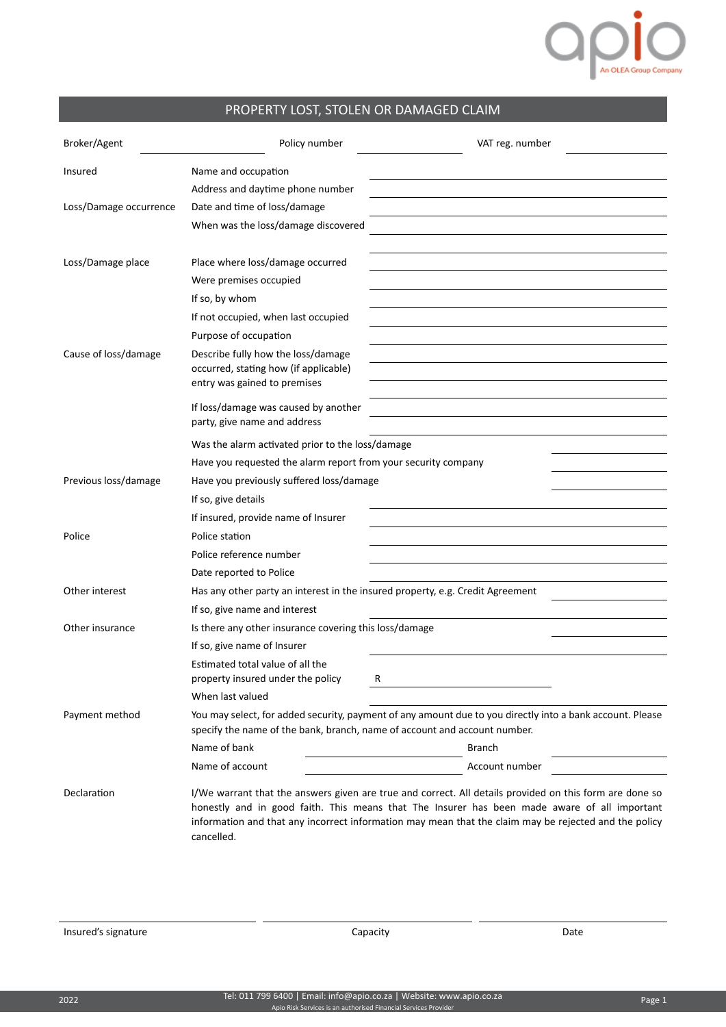apio

An OLEA Group Company

# PROPERTY LOST, STOLEN OR DAMAGED CLAIM

| Broker/Agent | | Policy number | | VAT reg. number | |
|---|---|---|---|---|---|

| | | |
|---|---|---|
| Insured | Name and occupation | |
| | Address and daytime phone number | |
| Loss/Damage occurrence | Date and time of loss/damage | |
| | When was the loss/damage discovered | |
| Loss/Damage place | Place where loss/damage occurred | |
| | Were premises occupied | |
| | If so, by whom | |
| | If not occupied, when last occupied | |
| | Purpose of occupation | |
| Cause of loss/damage | Describe fully how the loss/damage occurred, stating how (if applicable) entry was gained to premises | |
| | If loss/damage was caused by another party, give name and address | |
| | Was the alarm activated prior to the loss/damage | |
| | Have you requested the alarm report from your security company | |
| Previous loss/damage | Have you previously suffered loss/damage | |
| | If so, give details | |
| | If insured, provide name of Insurer | |
| Police | Police station | |
| | Police reference number | |
| | Date reported to Police | |
| Other interest | Has any other party an interest in the insured property, e.g. Credit Agreement | |
| | If so, give name and interest | |
| Other insurance | Is there any other insurance covering this loss/damage | |
| | If so, give name of Insurer | |
| | Estimated total value of all the property insured under the policy | R |
| | When last valued | |

**Payment method**

You may select, for added security, payment of any amount due to you directly into a bank account. Please specify the name of the bank, branch, name of account and account number.

| Name of bank | | Branch | |
|---|---|---|---|
| Name of account | | Account number | |

**Declaration**

I/We warrant that the answers given are true and correct. All details provided on this form are done so honestly and in good faith. This means that The Insurer has been made aware of all important information and that any incorrect information may mean that the claim may be rejected and the policy cancelled.

| Insured's signature | Capacity | Date |
|---|---|---|
| | | |

Tel: 011 799 6400 | Email: info@apio.co.za | Website: www.apio.co.za

Apio Risk Services is an authorised Financial Services Provider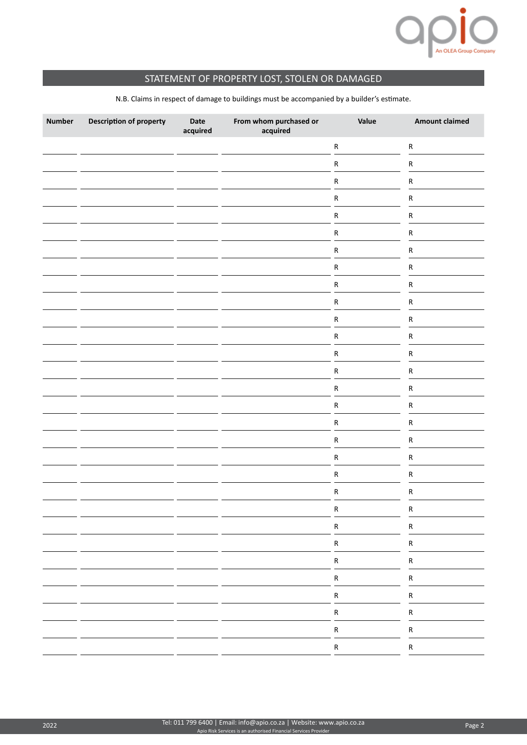## STATEMENT OF PROPERTY LOST, STOLEN OR DAMAGED

N.B. Claims in respect of damage to buildings must be accompanied by a builder's estimate.

| Number | Description of property | Date acquired | From whom purchased or acquired | Value | Amount claimed |
|---|---|---|---|---|---|
| | | | | R | R |
| | | | | R | R |
| | | | | R | R |
| | | | | R | R |
| | | | | R | R |
| | | | | R | R |
| | | | | R | R |
| | | | | R | R |
| | | | | R | R |
| | | | | R | R |
| | | | | R | R |
| | | | | R | R |
| | | | | R | R |
| | | | | R | R |
| | | | | R | R |
| | | | | R | R |
| | | | | R | R |
| | | | | R | R |
| | | | | R | R |
| | | | | R | R |
| | | | | R | R |
| | | | | R | R |
| | | | | R | R |
| | | | | R | R |
| | | | | R | R |
| | | | | R | R |
| | | | | R | R |
| | | | | R | R |
| | | | | R | R |
| | | | | R | R |

Tel: 011 799 6400 | Email: info@apio.co.za | Website: www.apio.co.za
Apio Risk Services is an authorised Financial Services Provider